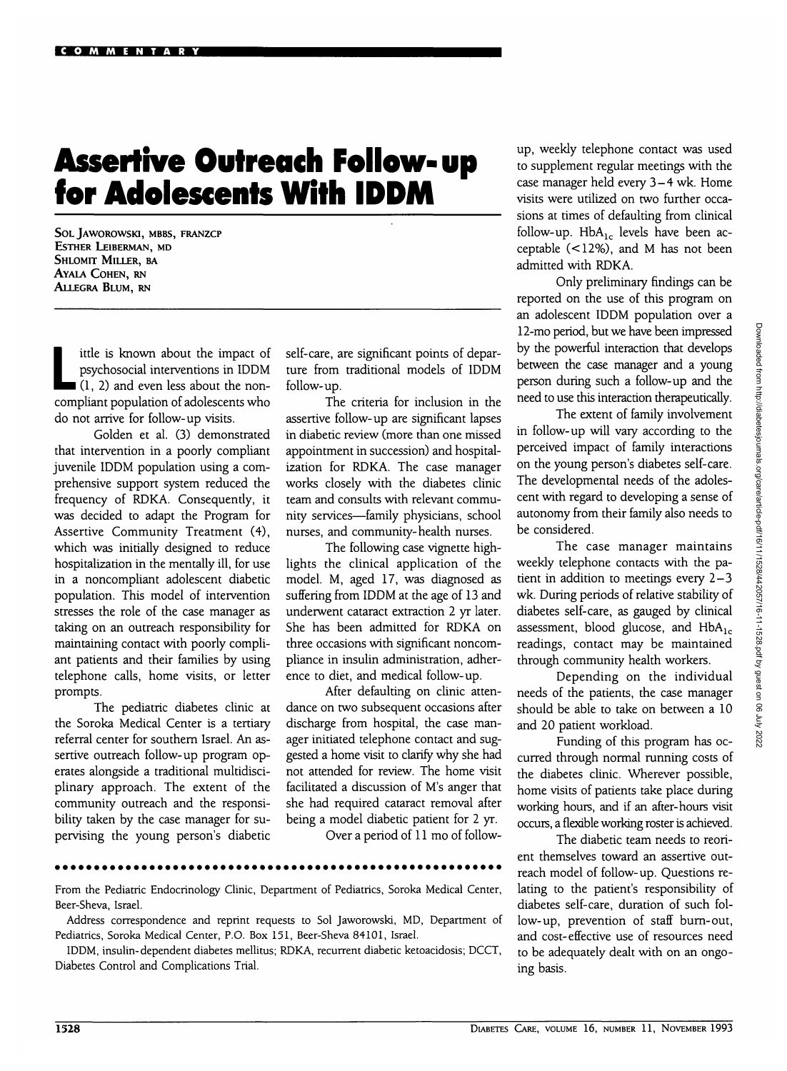# Assertive Outreach Follow-up for Adolescents With IDDM

SOL JAWOROWSKI, MBBS, FRANZCP
ESTHER LEIBERMAN, MD
SHLOMIT MILLER, BA
AYALA COHEN, RN
ALLEGRA BLUM, RN

Little is known about the impact of psychosocial interventions in IDDM (1, 2) and even less about the noncompliant population of adolescents who do not arrive for follow-up visits.

Golden et al. (3) demonstrated that intervention in a poorly compliant juvenile IDDM population using a comprehensive support system reduced the frequency of RDKA. Consequently, it was decided to adapt the Program for Assertive Community Treatment (4), which was initially designed to reduce hospitalization in the mentally ill, for use in a noncompliant adolescent diabetic population. This model of intervention stresses the role of the case manager as taking on an outreach responsibility for maintaining contact with poorly compliant patients and their families by using telephone calls, home visits, or letter prompts.

The pediatric diabetes clinic at the Soroka Medical Center is a tertiary referral center for southern Israel. An assertive outreach follow-up program operates alongside a traditional multidisciplinary approach. The extent of the community outreach and the responsibility taken by the case manager for supervising the young person's diabetic self-care, are significant points of departure from traditional models of IDDM follow-up.

The criteria for inclusion in the assertive follow-up are significant lapses in diabetic review (more than one missed appointment in succession) and hospitalization for RDKA. The case manager works closely with the diabetes clinic team and consults with relevant community services—family physicians, school nurses, and community-health nurses.

The following case vignette highlights the clinical application of the model. M, aged 17, was diagnosed as suffering from IDDM at the age of 13 and underwent cataract extraction 2 yr later. She has been admitted for RDKA on three occasions with significant noncompliance in insulin administration, adherence to diet, and medical follow-up.

After defaulting on clinic attendance on two subsequent occasions after discharge from hospital, the case manager initiated telephone contact and suggested a home visit to clarify why she had not attended for review. The home visit facilitated a discussion of M's anger that she had required cataract removal after being a model diabetic patient for 2 yr.

Over a period of 11 mo of follow-up, weekly telephone contact was used to supplement regular meetings with the case manager held every 3–4 wk. Home visits were utilized on two further occasions at times of defaulting from clinical follow-up. $HbA_{1c}$ levels have been acceptable (<12%), and M has not been admitted with RDKA.

Only preliminary findings can be reported on the use of this program on an adolescent IDDM population over a 12-mo period, but we have been impressed by the powerful interaction that develops between the case manager and a young person during such a follow-up and the need to use this interaction therapeutically.

The extent of family involvement in follow-up will vary according to the perceived impact of family interactions on the young person's diabetes self-care. The developmental needs of the adolescent with regard to developing a sense of autonomy from their family also needs to be considered.

The case manager maintains weekly telephone contacts with the patient in addition to meetings every 2–3 wk. During periods of relative stability of diabetes self-care, as gauged by clinical assessment, blood glucose, and $HbA_{1c}$ readings, contact may be maintained through community health workers.

Depending on the individual needs of the patients, the case manager should be able to take on between a 10 and 20 patient workload.

Funding of this program has occurred through normal running costs of the diabetes clinic. Wherever possible, home visits of patients take place during working hours, and if an after-hours visit occurs, a flexible working roster is achieved.

The diabetic team needs to reorient themselves toward an assertive outreach model of follow-up. Questions relating to the patient's responsibility of diabetes self-care, duration of such follow-up, prevention of staff burn-out, and cost-effective use of resources need to be adequately dealt with on an ongoing basis.

---

From the Pediatric Endocrinology Clinic, Department of Pediatrics, Soroka Medical Center, Beer-Sheva, Israel.

Address correspondence and reprint requests to Sol Jaworowski, MD, Department of Pediatrics, Soroka Medical Center, P.O. Box 151, Beer-Sheva 84101, Israel.

IDDM, insulin-dependent diabetes mellitus; RDKA, recurrent diabetic ketoacidosis; DCCT, Diabetes Control and Complications Trial.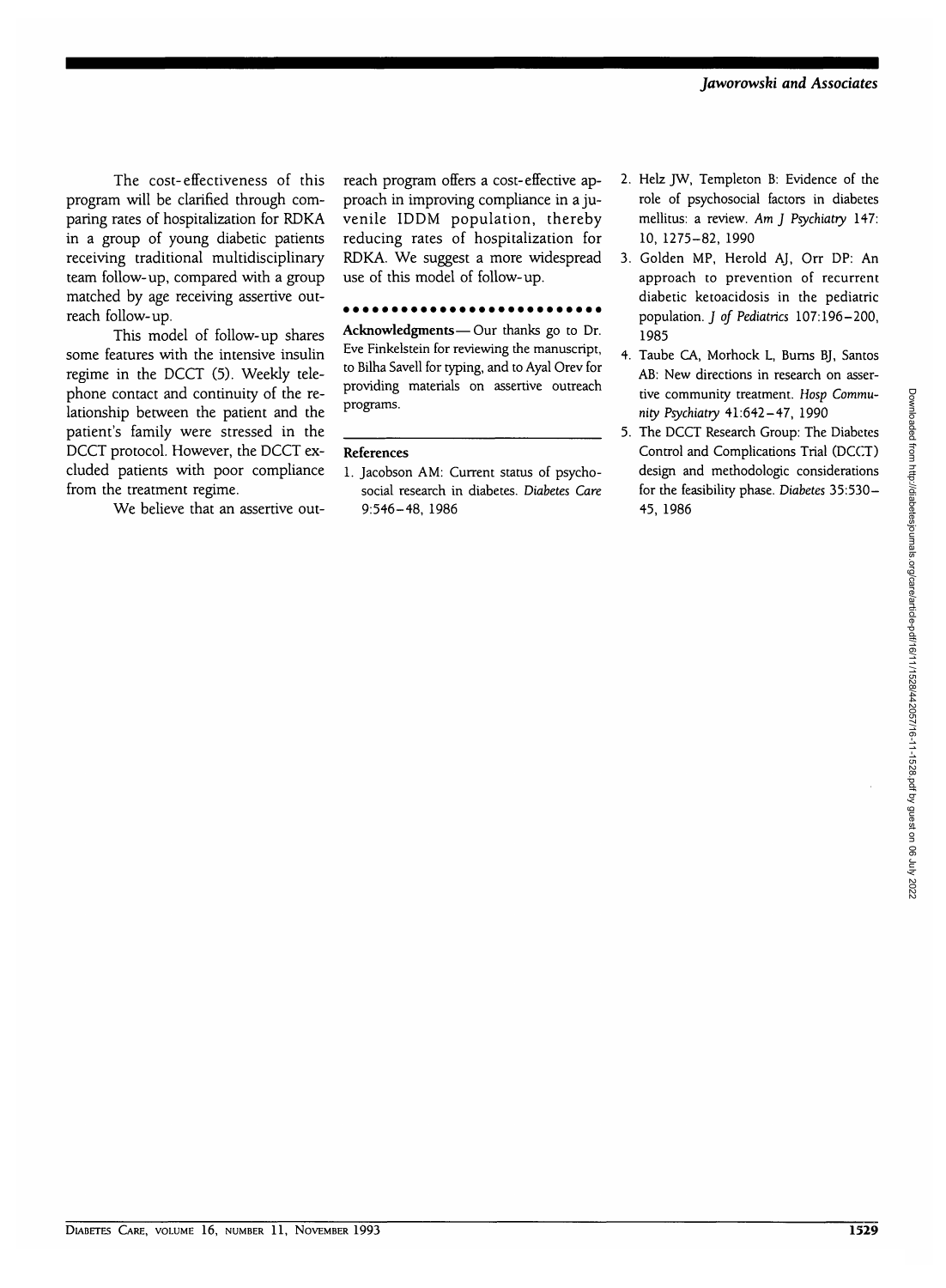The cost-effectiveness of this program will be clarified through comparing rates of hospitalization for RDKA in a group of young diabetic patients receiving traditional multidisciplinary team follow-up, compared with a group matched by age receiving assertive outreach follow-up.

This model of follow-up shares some features with the intensive insulin regime in the DCCT (5). Weekly telephone contact and continuity of the relationship between the patient and the patient's family were stressed in the DCCT protocol. However, the DCCT excluded patients with poor compliance from the treatment regime.

We believe that an assertive outreach program offers a cost-effective approach in improving compliance in a juvenile IDDM population, thereby reducing rates of hospitalization for RDKA. We suggest a more widespread use of this model of follow-up.

**Acknowledgments**— Our thanks go to Dr. Eve Finkelstein for reviewing the manuscript, to Bilha Savell for typing, and to Ayal Orev for providing materials on assertive outreach programs.

## References

1. Jacobson AM: Current status of psychosocial research in diabetes. *Diabetes Care* 9:546–48, 1986
2. Helz JW, Templeton B: Evidence of the role of psychosocial factors in diabetes mellitus: a review. *Am J Psychiatry* 147: 10, 1275–82, 1990
3. Golden MP, Herold AJ, Orr DP: An approach to prevention of recurrent diabetic ketoacidosis in the pediatric population. *J of Pediatrics* 107:196–200, 1985
4. Taube CA, Morhock L, Burns BJ, Santos AB: New directions in research on assertive community treatment. *Hosp Community Psychiatry* 41:642–47, 1990
5. The DCCT Research Group: The Diabetes Control and Complications Trial (DCCT) design and methodologic considerations for the feasibility phase. *Diabetes* 35:530–45, 1986